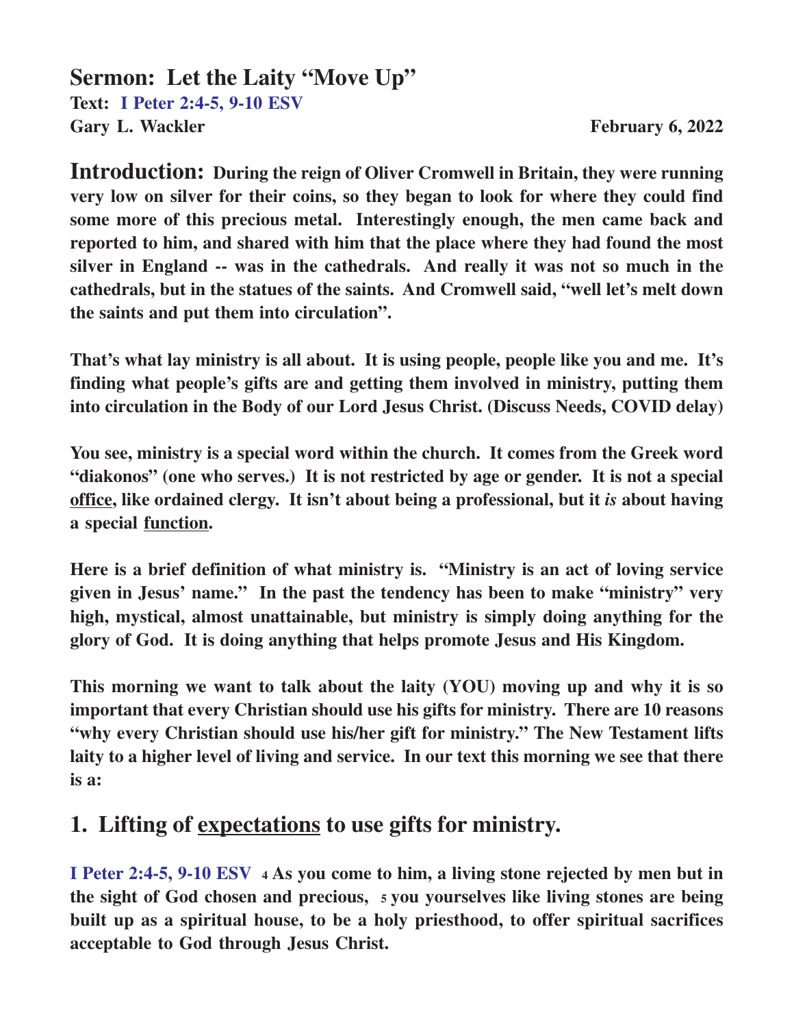# Sermon: Let the Laity "Move Up"

**Text: I Peter 2:4-5, 9-10 ESV**

**Gary L. Wackler** **February 6, 2022**

**Introduction: During the reign of Oliver Cromwell in Britain, they were running very low on silver for their coins, so they began to look for where they could find some more of this precious metal. Interestingly enough, the men came back and reported to him, and shared with him that the place where they had found the most silver in England -- was in the cathedrals. And really it was not so much in the cathedrals, but in the statues of the saints. And Cromwell said, "well let's melt down the saints and put them into circulation".**

**That's what lay ministry is all about. It is using people, people like you and me. It's finding what people's gifts are and getting them involved in ministry, putting them into circulation in the Body of our Lord Jesus Christ. (Discuss Needs, COVID delay)**

**You see, ministry is a special word within the church. It comes from the Greek word "diakonos" (one who serves.) It is not restricted by age or gender. It is not a special <u>office</u>, like ordained clergy. It isn't about being a professional, but it *is* about having a special <u>function</u>.**

**Here is a brief definition of what ministry is. "Ministry is an act of loving service given in Jesus' name." In the past the tendency has been to make "ministry" very high, mystical, almost unattainable, but ministry is simply doing anything for the glory of God. It is doing anything that helps promote Jesus and His Kingdom.**

**This morning we want to talk about the laity (YOU) moving up and why it is so important that every Christian should use his gifts for ministry. There are 10 reasons "why every Christian should use his/her gift for ministry." The New Testament lifts laity to a higher level of living and service. In our text this morning we see that there is a:**

## 1. Lifting of <u>expectations</u> to use gifts for ministry.

**I Peter 2:4-5, 9-10 ESV** **4 As you come to him, a living stone rejected by men but in the sight of God chosen and precious, 5 you yourselves like living stones are being built up as a spiritual house, to be a holy priesthood, to offer spiritual sacrifices acceptable to God through Jesus Christ.**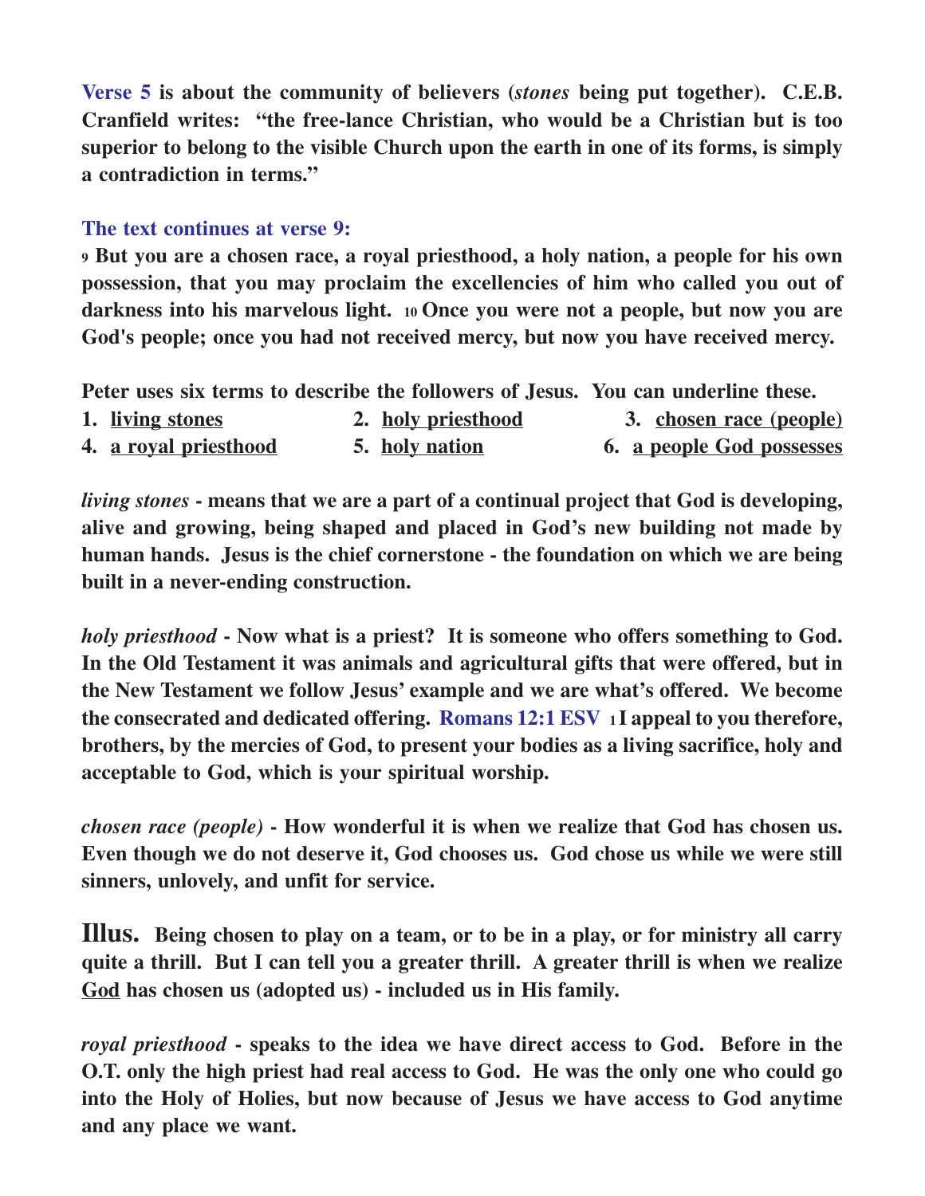**Verse 5 is about the community of believers (*stones* being put together). C.E.B. Cranfield writes: "the free-lance Christian, who would be a Christian but is too superior to belong to the visible Church upon the earth in one of its forms, is simply a contradiction in terms."**

**The text continues at verse 9:**

**9 But you are a chosen race, a royal priesthood, a holy nation, a people for his own possession, that you may proclaim the excellencies of him who called you out of darkness into his marvelous light. 10 Once you were not a people, but now you are God's people; once you had not received mercy, but now you have received mercy.**

**Peter uses six terms to describe the followers of Jesus. You can underline these.**

**1. <u>living stones</u> 2. <u>holy priesthood</u> 3. <u>chosen race (people)</u>**
**4. <u>a royal priesthood</u> 5. <u>holy nation</u> 6. <u>a people God possesses</u>**

***living stones* - means that we are a part of a continual project that God is developing, alive and growing, being shaped and placed in God's new building not made by human hands. Jesus is the chief cornerstone - the foundation on which we are being built in a never-ending construction.**

***holy priesthood* - Now what is a priest? It is someone who offers something to God. In the Old Testament it was animals and agricultural gifts that were offered, but in the New Testament we follow Jesus' example and we are what's offered. We become the consecrated and dedicated offering. Romans 12:1 ESV 1 I appeal to you therefore, brothers, by the mercies of God, to present your bodies as a living sacrifice, holy and acceptable to God, which is your spiritual worship.**

***chosen race (people)* - How wonderful it is when we realize that God has chosen us. Even though we do not deserve it, God chooses us. God chose us while we were still sinners, unlovely, and unfit for service.**

**Illus.** **Being chosen to play on a team, or to be in a play, or for ministry all carry quite a thrill. But I can tell you a greater thrill. A greater thrill is when we realize <u>God</u> has chosen us (adopted us) - included us in His family.**

***royal priesthood* - speaks to the idea we have direct access to God. Before in the O.T. only the high priest had real access to God. He was the only one who could go into the Holy of Holies, but now because of Jesus we have access to God anytime and any place we want.**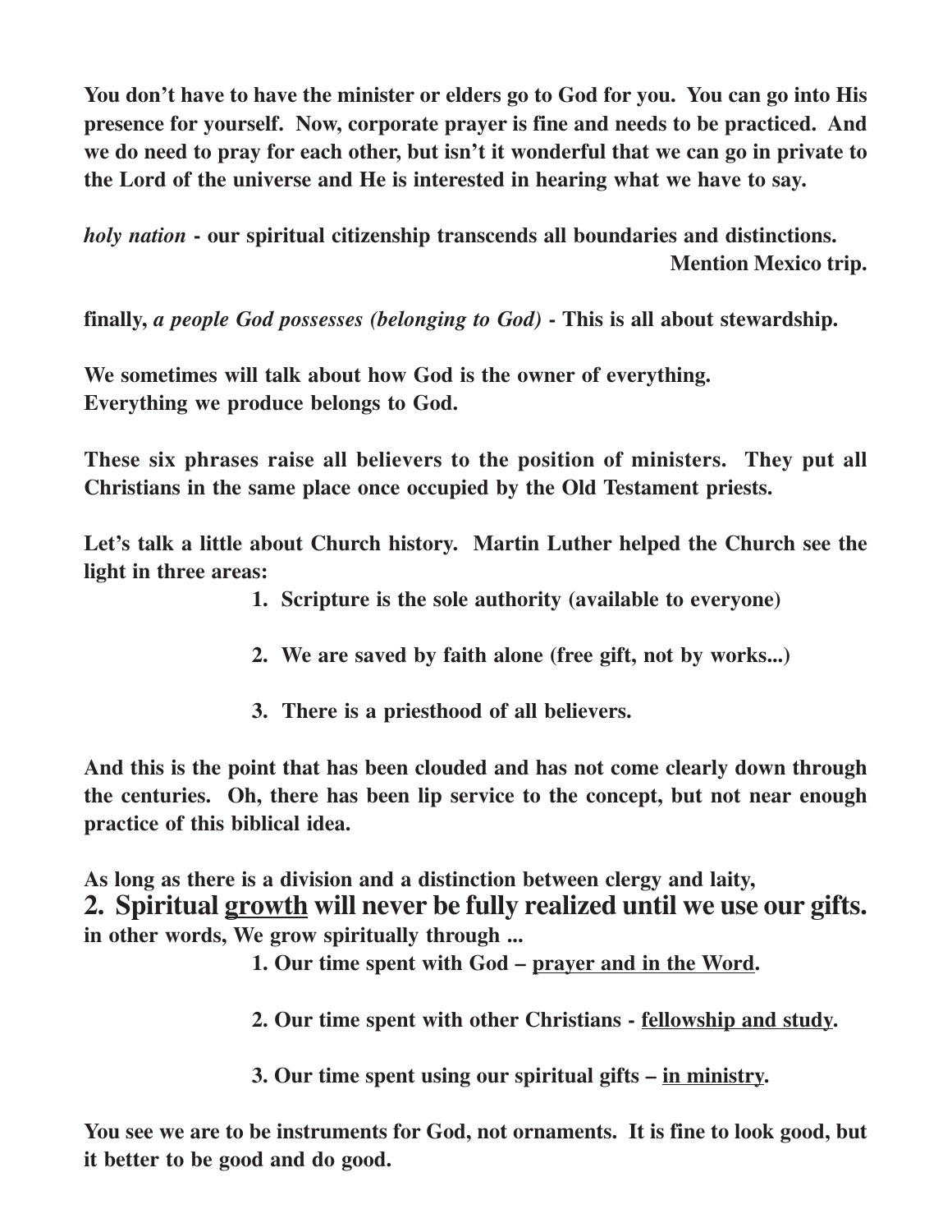**You don't have to have the minister or elders go to God for you. You can go into His presence for yourself. Now, corporate prayer is fine and needs to be practiced. And we do need to pray for each other, but isn't it wonderful that we can go in private to the Lord of the universe and He is interested in hearing what we have to say.**

***holy nation*** **- our spiritual citizenship transcends all boundaries and distinctions.**
**Mention Mexico trip.**

**finally, *a people God possesses (belonging to God)* - This is all about stewardship.**

**We sometimes will talk about how God is the owner of everything.**
**Everything we produce belongs to God.**

**These six phrases raise all believers to the position of ministers. They put all Christians in the same place once occupied by the Old Testament priests.**

**Let's talk a little about Church history. Martin Luther helped the Church see the light in three areas:**

1. **Scripture is the sole authority (available to everyone)**
2. **We are saved by faith alone (free gift, not by works...)**
3. **There is a priesthood of all believers.**

**And this is the point that has been clouded and has not come clearly down through the centuries. Oh, there has been lip service to the concept, but not near enough practice of this biblical idea.**

**As long as there is a division and a distinction between clergy and laity,**

## 2. Spiritual <u>growth</u> will never be fully realized until we use our gifts.

**in other words, We grow spiritually through ...**

1. **Our time spent with God – <u>prayer and in the Word</u>.**
2. **Our time spent with other Christians - <u>fellowship and study</u>.**
3. **Our time spent using our spiritual gifts – <u>in ministry</u>.**

**You see we are to be instruments for God, not ornaments. It is fine to look good, but it better to be good and do good.**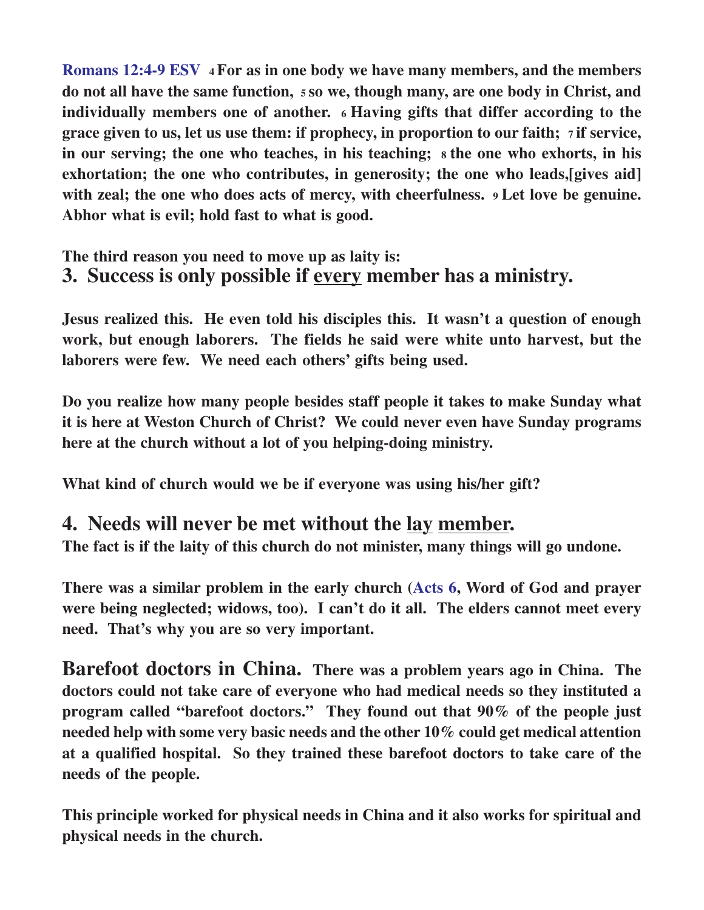**Romans 12:4-9 ESV** **4 For as in one body we have many members, and the members do not all have the same function, 5 so we, though many, are one body in Christ, and individually members one of another. 6 Having gifts that differ according to the grace given to us, let us use them: if prophecy, in proportion to our faith; 7 if service, in our serving; the one who teaches, in his teaching; 8 the one who exhorts, in his exhortation; the one who contributes, in generosity; the one who leads,[gives aid] with zeal; the one who does acts of mercy, with cheerfulness. 9 Let love be genuine. Abhor what is evil; hold fast to what is good.**

**The third reason you need to move up as laity is:**

## 3. Success is only possible if <u>every</u> member has a ministry.

**Jesus realized this. He even told his disciples this. It wasn't a question of enough work, but enough laborers. The fields he said were white unto harvest, but the laborers were few. We need each others' gifts being used.**

**Do you realize how many people besides staff people it takes to make Sunday what it is here at Weston Church of Christ? We could never even have Sunday programs here at the church without a lot of you helping-doing ministry.**

**What kind of church would we be if everyone was using his/her gift?**

## 4. Needs will never be met without the <u>lay</u> <u>member</u>.

**The fact is if the laity of this church do not minister, many things will go undone.**

**There was a similar problem in the early church (Acts 6, Word of God and prayer were being neglected; widows, too). I can't do it all. The elders cannot meet every need. That's why you are so very important.**

**Barefoot doctors in China.** **There was a problem years ago in China. The doctors could not take care of everyone who had medical needs so they instituted a program called "barefoot doctors." They found out that 90% of the people just needed help with some very basic needs and the other 10% could get medical attention at a qualified hospital. So they trained these barefoot doctors to take care of the needs of the people.**

**This principle worked for physical needs in China and it also works for spiritual and physical needs in the church.**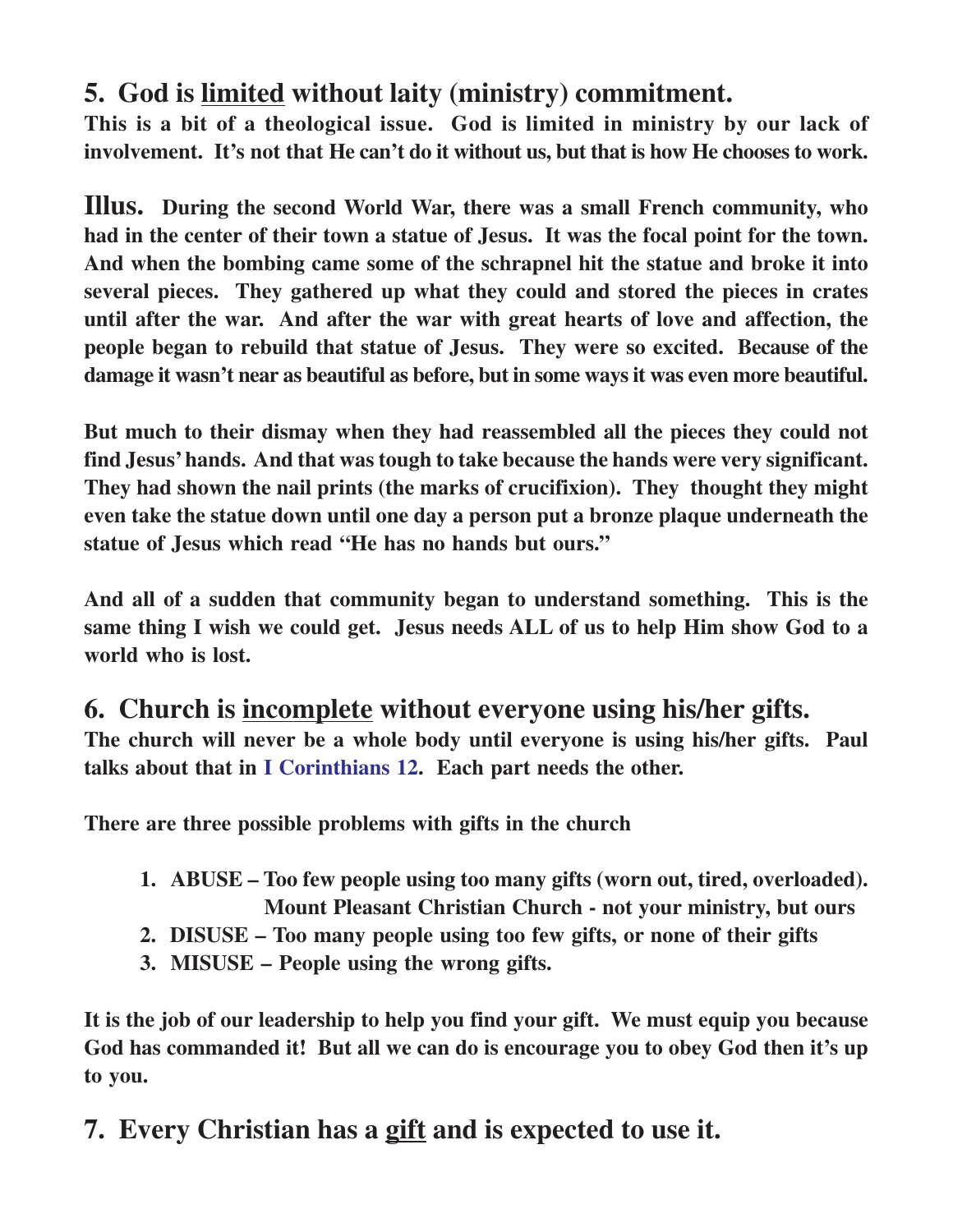## 5. God is <u>limited</u> without laity (ministry) commitment.

**This is a bit of a theological issue. God is limited in ministry by our lack of involvement. It's not that He can't do it without us, but that is how He chooses to work.**

**Illus. During the second World War, there was a small French community, who had in the center of their town a statue of Jesus. It was the focal point for the town. And when the bombing came some of the schrapnel hit the statue and broke it into several pieces. They gathered up what they could and stored the pieces in crates until after the war. And after the war with great hearts of love and affection, the people began to rebuild that statue of Jesus. They were so excited. Because of the damage it wasn't near as beautiful as before, but in some ways it was even more beautiful.**

**But much to their dismay when they had reassembled all the pieces they could not find Jesus' hands. And that was tough to take because the hands were very significant. They had shown the nail prints (the marks of crucifixion). They thought they might even take the statue down until one day a person put a bronze plaque underneath the statue of Jesus which read "He has no hands but ours."**

**And all of a sudden that community began to understand something. This is the same thing I wish we could get. Jesus needs ALL of us to help Him show God to a world who is lost.**

## 6. Church is <u>incomplete</u> without everyone using his/her gifts.

**The church will never be a whole body until everyone is using his/her gifts. Paul talks about that in I Corinthians 12. Each part needs the other.**

**There are three possible problems with gifts in the church**

1. **ABUSE – Too few people using too many gifts (worn out, tired, overloaded).**
   **Mount Pleasant Christian Church - not your ministry, but ours**
2. **DISUSE – Too many people using too few gifts, or none of their gifts**
3. **MISUSE – People using the wrong gifts.**

**It is the job of our leadership to help you find your gift. We must equip you because God has commanded it! But all we can do is encourage you to obey God then it's up to you.**

## 7. Every Christian has a <u>gift</u> and is expected to use it.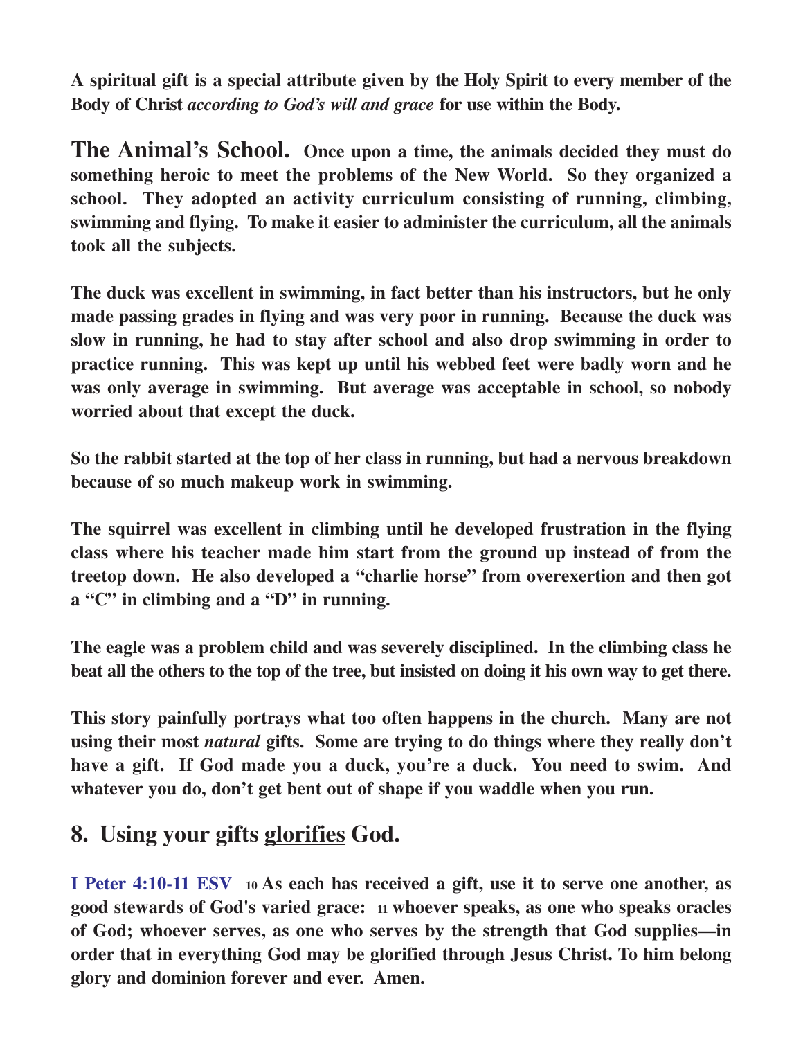**A spiritual gift is a special attribute given by the Holy Spirit to every member of the Body of Christ *according to God's will and grace* for use within the Body.**

**The Animal's School.** **Once upon a time, the animals decided they must do something heroic to meet the problems of the New World. So they organized a school. They adopted an activity curriculum consisting of running, climbing, swimming and flying. To make it easier to administer the curriculum, all the animals took all the subjects.**

**The duck was excellent in swimming, in fact better than his instructors, but he only made passing grades in flying and was very poor in running. Because the duck was slow in running, he had to stay after school and also drop swimming in order to practice running. This was kept up until his webbed feet were badly worn and he was only average in swimming. But average was acceptable in school, so nobody worried about that except the duck.**

**So the rabbit started at the top of her class in running, but had a nervous breakdown because of so much makeup work in swimming.**

**The squirrel was excellent in climbing until he developed frustration in the flying class where his teacher made him start from the ground up instead of from the treetop down. He also developed a "charlie horse" from overexertion and then got a "C" in climbing and a "D" in running.**

**The eagle was a problem child and was severely disciplined. In the climbing class he beat all the others to the top of the tree, but insisted on doing it his own way to get there.**

**This story painfully portrays what too often happens in the church. Many are not using their most *natural* gifts. Some are trying to do things where they really don't have a gift. If God made you a duck, you're a duck. You need to swim. And whatever you do, don't get bent out of shape if you waddle when you run.**

## 8. Using your gifts <u>glorifies</u> God.

**I Peter 4:10-11 ESV** **10 As each has received a gift, use it to serve one another, as good stewards of God's varied grace: 11 whoever speaks, as one who speaks oracles of God; whoever serves, as one who serves by the strength that God supplies—in order that in everything God may be glorified through Jesus Christ. To him belong glory and dominion forever and ever. Amen.**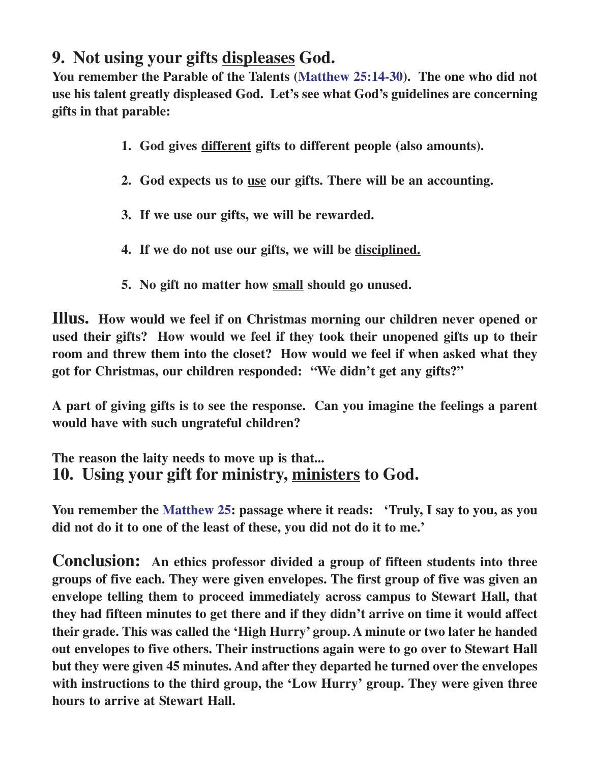## 9. Not using your gifts <u>displeases</u> God.

**You remember the Parable of the Talents (Matthew 25:14-30). The one who did not use his talent greatly displeased God. Let's see what God's guidelines are concerning gifts in that parable:**

1. **God gives <u>different</u> gifts to different people (also amounts).**
2. **God expects us to <u>use</u> our gifts. There will be an accounting.**
3. **If we use our gifts, we will be <u>rewarded.</u>**
4. **If we do not use our gifts, we will be <u>disciplined.</u>**
5. **No gift no matter how <u>small</u> should go unused.**

**Illus.** **How would we feel if on Christmas morning our children never opened or used their gifts? How would we feel if they took their unopened gifts up to their room and threw them into the closet? How would we feel if when asked what they got for Christmas, our children responded: "We didn't get any gifts?"**

**A part of giving gifts is to see the response. Can you imagine the feelings a parent would have with such ungrateful children?**

**The reason the laity needs to move up is that...**

## 10. Using your gift for ministry, <u>ministers</u> to God.

**You remember the Matthew 25: passage where it reads: 'Truly, I say to you, as you did not do it to one of the least of these, you did not do it to me.'**

**Conclusion:** **An ethics professor divided a group of fifteen students into three groups of five each. They were given envelopes. The first group of five was given an envelope telling them to proceed immediately across campus to Stewart Hall, that they had fifteen minutes to get there and if they didn't arrive on time it would affect their grade. This was called the 'High Hurry' group. A minute or two later he handed out envelopes to five others. Their instructions again were to go over to Stewart Hall but they were given 45 minutes. And after they departed he turned over the envelopes with instructions to the third group, the 'Low Hurry' group. They were given three hours to arrive at Stewart Hall.**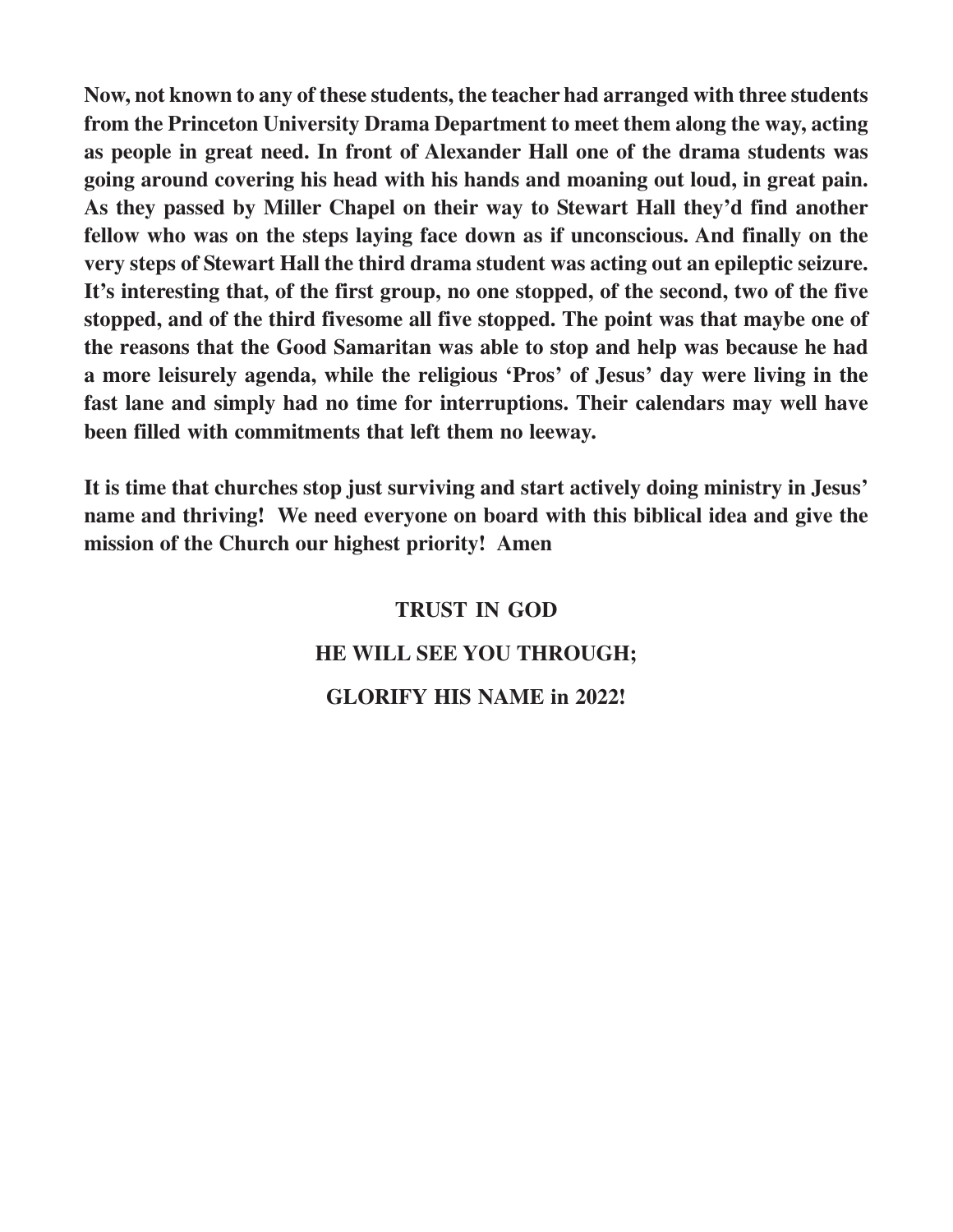**Now, not known to any of these students, the teacher had arranged with three students from the Princeton University Drama Department to meet them along the way, acting as people in great need. In front of Alexander Hall one of the drama students was going around covering his head with his hands and moaning out loud, in great pain. As they passed by Miller Chapel on their way to Stewart Hall they'd find another fellow who was on the steps laying face down as if unconscious. And finally on the very steps of Stewart Hall the third drama student was acting out an epileptic seizure. It's interesting that, of the first group, no one stopped, of the second, two of the five stopped, and of the third fivesome all five stopped. The point was that maybe one of the reasons that the Good Samaritan was able to stop and help was because he had a more leisurely agenda, while the religious 'Pros' of Jesus' day were living in the fast lane and simply had no time for interruptions. Their calendars may well have been filled with commitments that left them no leeway.**

**It is time that churches stop just surviving and start actively doing ministry in Jesus' name and thriving! We need everyone on board with this biblical idea and give the mission of the Church our highest priority! Amen**

**TRUST IN GOD**

**HE WILL SEE YOU THROUGH;**

**GLORIFY HIS NAME in 2022!**